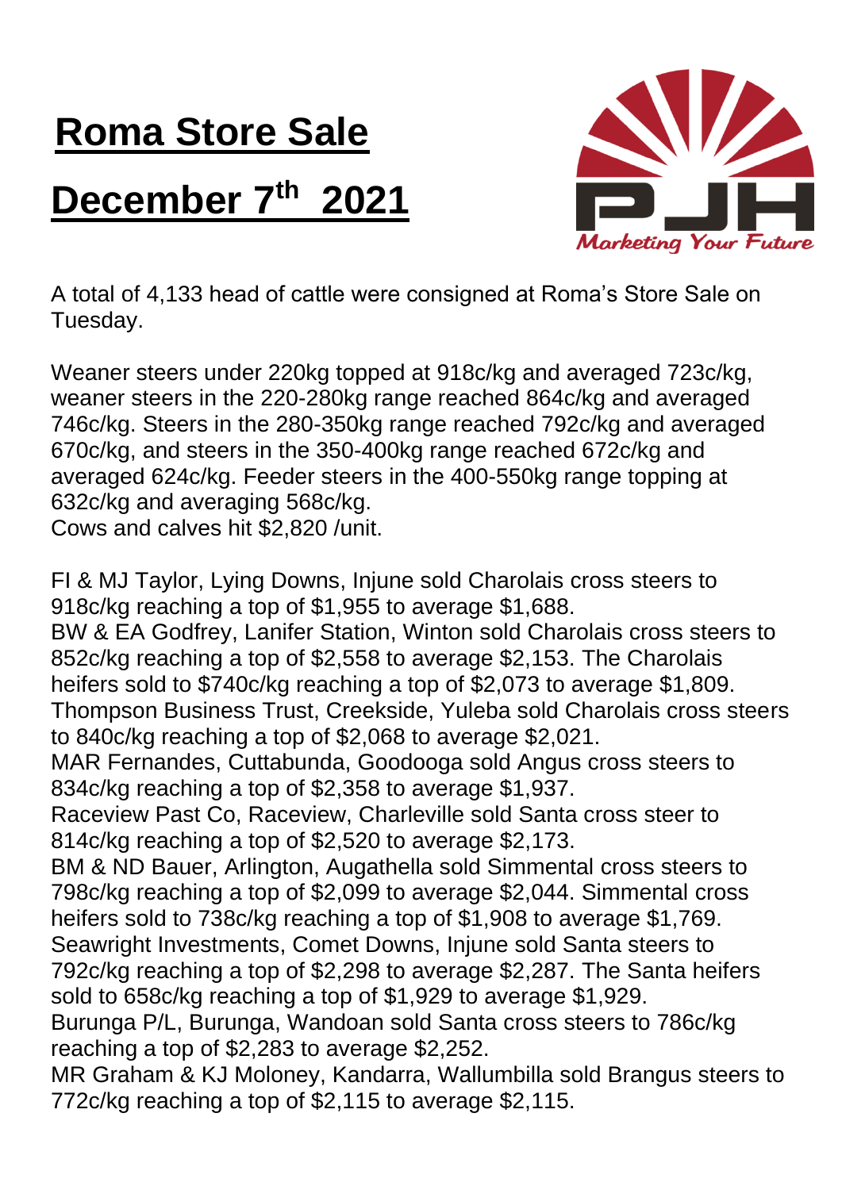# Roma Store Sale

# December 7th 2021

A total of 4,133 head of cattle were consigned at Roma's Store Sale on Tuesday.

Weaner steers under 220kg topped at 918c/kg and averaged 723c/kg, weaner steers in the 220-280kg range reached 864c/kg and averaged 746c/kg. Steers in the 280-350kg range reached 792c/kg and averaged 670c/kg, and steers in the 350-400kg range reached 672c/kg and averaged 624c/kg. Feeder steers in the 400-550kg range topping at 632c/kg and averaging 568c/kg.
Cows and calves hit $2,820 /unit.

FI & MJ Taylor, Lying Downs, Injune sold Charolais cross steers to 918c/kg reaching a top of $1,955 to average $1,688.
BW & EA Godfrey, Lanifer Station, Winton sold Charolais cross steers to 852c/kg reaching a top of $2,558 to average $2,153. The Charolais heifers sold to $740c/kg reaching a top of $2,073 to average $1,809.
Thompson Business Trust, Creekside, Yuleba sold Charolais cross steers to 840c/kg reaching a top of $2,068 to average $2,021.
MAR Fernandes, Cuttabunda, Goodooga sold Angus cross steers to 834c/kg reaching a top of $2,358 to average $1,937.
Raceview Past Co, Raceview, Charleville sold Santa cross steer to 814c/kg reaching a top of $2,520 to average $2,173.
BM & ND Bauer, Arlington, Augathella sold Simmental cross steers to 798c/kg reaching a top of $2,099 to average $2,044. Simmental cross heifers sold to 738c/kg reaching a top of $1,908 to average $1,769.
Seawright Investments, Comet Downs, Injune sold Santa steers to 792c/kg reaching a top of $2,298 to average $2,287. The Santa heifers sold to 658c/kg reaching a top of $1,929 to average $1,929.
Burunga P/L, Burunga, Wandoan sold Santa cross steers to 786c/kg reaching a top of $2,283 to average $2,252.
MR Graham & KJ Moloney, Kandarra, Wallumbilla sold Brangus steers to 772c/kg reaching a top of $2,115 to average $2,115.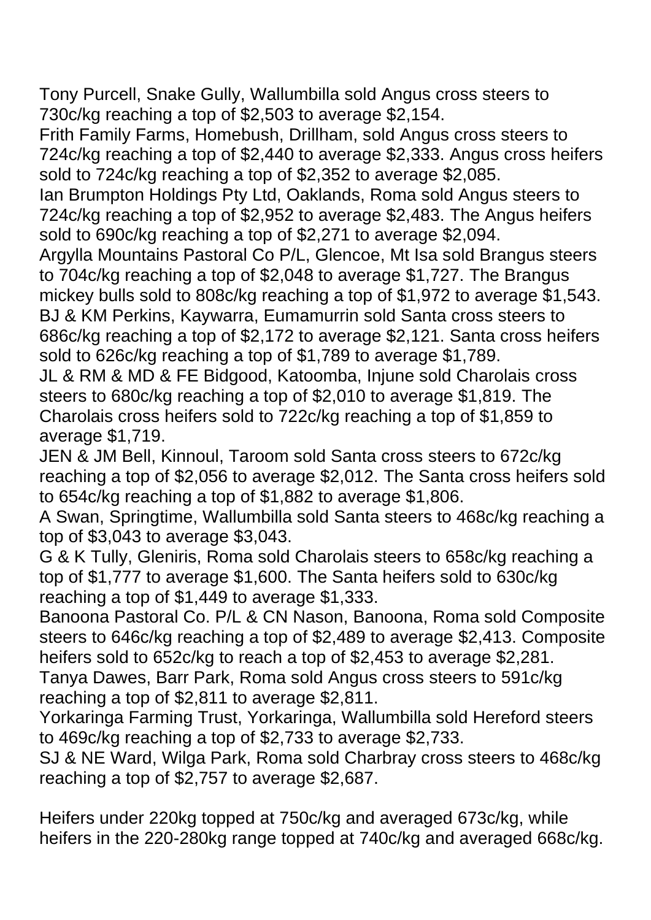Tony Purcell, Snake Gully, Wallumbilla sold Angus cross steers to 730c/kg reaching a top of $2,503 to average $2,154.
Frith Family Farms, Homebush, Drillham, sold Angus cross steers to 724c/kg reaching a top of $2,440 to average $2,333. Angus cross heifers sold to 724c/kg reaching a top of $2,352 to average $2,085.
Ian Brumpton Holdings Pty Ltd, Oaklands, Roma sold Angus steers to 724c/kg reaching a top of $2,952 to average $2,483. The Angus heifers sold to 690c/kg reaching a top of $2,271 to average $2,094.
Argylla Mountains Pastoral Co P/L, Glencoe, Mt Isa sold Brangus steers to 704c/kg reaching a top of $2,048 to average $1,727. The Brangus mickey bulls sold to 808c/kg reaching a top of $1,972 to average $1,543.
BJ & KM Perkins, Kaywarra, Eumamurrin sold Santa cross steers to 686c/kg reaching a top of $2,172 to average $2,121. Santa cross heifers sold to 626c/kg reaching a top of $1,789 to average $1,789.
JL & RM & MD & FE Bidgood, Katoomba, Injune sold Charolais cross steers to 680c/kg reaching a top of $2,010 to average $1,819. The Charolais cross heifers sold to 722c/kg reaching a top of $1,859 to average $1,719.
JEN & JM Bell, Kinnoul, Taroom sold Santa cross steers to 672c/kg reaching a top of $2,056 to average $2,012. The Santa cross heifers sold to 654c/kg reaching a top of $1,882 to average $1,806.
A Swan, Springtime, Wallumbilla sold Santa steers to 468c/kg reaching a top of $3,043 to average $3,043.
G & K Tully, Gleniris, Roma sold Charolais steers to 658c/kg reaching a top of $1,777 to average $1,600. The Santa heifers sold to 630c/kg reaching a top of $1,449 to average $1,333.
Banoona Pastoral Co. P/L & CN Nason, Banoona, Roma sold Composite steers to 646c/kg reaching a top of $2,489 to average $2,413. Composite heifers sold to 652c/kg to reach a top of $2,453 to average $2,281.
Tanya Dawes, Barr Park, Roma sold Angus cross steers to 591c/kg reaching a top of $2,811 to average $2,811.
Yorkaringa Farming Trust, Yorkaringa, Wallumbilla sold Hereford steers to 469c/kg reaching a top of $2,733 to average $2,733.
SJ & NE Ward, Wilga Park, Roma sold Charbray cross steers to 468c/kg reaching a top of $2,757 to average $2,687.

Heifers under 220kg topped at 750c/kg and averaged 673c/kg, while heifers in the 220-280kg range topped at 740c/kg and averaged 668c/kg.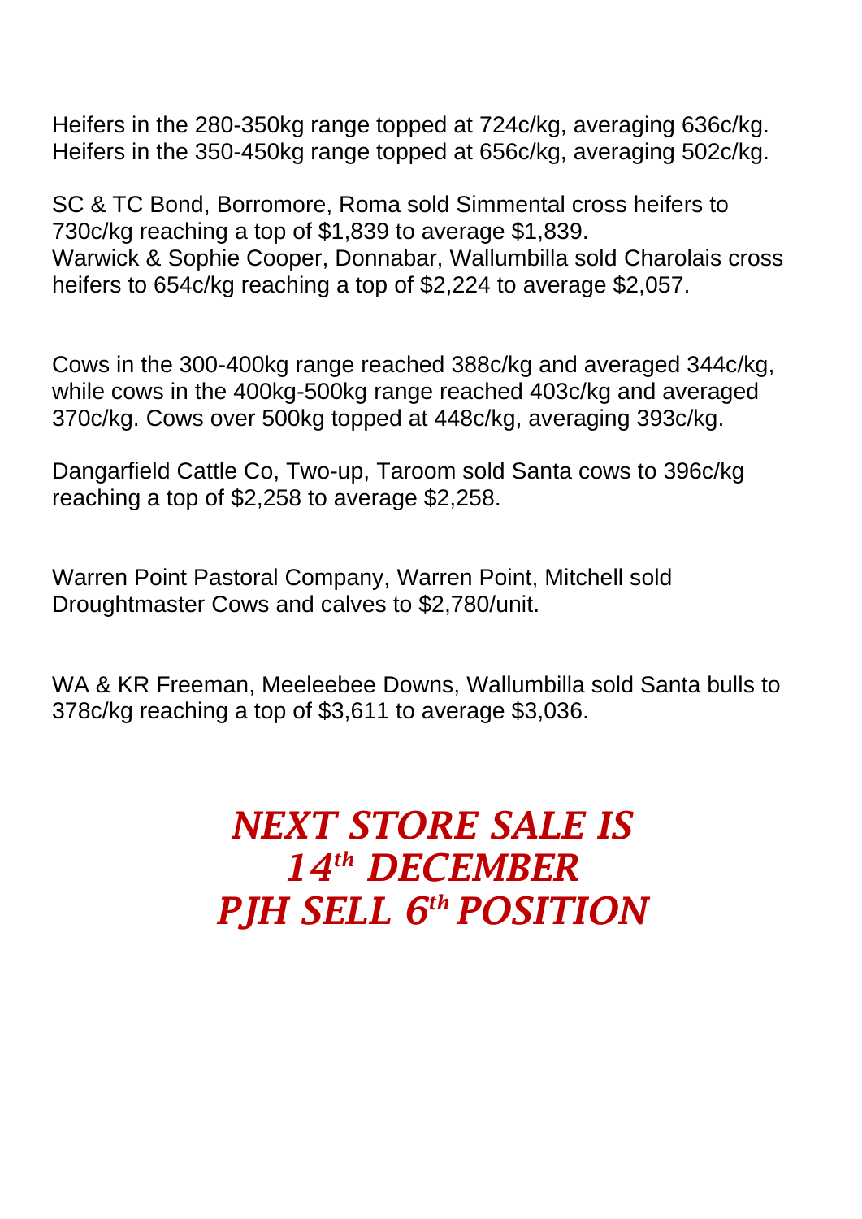Heifers in the 280-350kg range topped at 724c/kg, averaging 636c/kg.
Heifers in the 350-450kg range topped at 656c/kg, averaging 502c/kg.

SC & TC Bond, Borromore, Roma sold Simmental cross heifers to 730c/kg reaching a top of $1,839 to average $1,839.
Warwick & Sophie Cooper, Donnabar, Wallumbilla sold Charolais cross heifers to 654c/kg reaching a top of $2,224 to average $2,057.

Cows in the 300-400kg range reached 388c/kg and averaged 344c/kg, while cows in the 400kg-500kg range reached 403c/kg and averaged 370c/kg. Cows over 500kg topped at 448c/kg, averaging 393c/kg.

Dangarfield Cattle Co, Two-up, Taroom sold Santa cows to 396c/kg reaching a top of $2,258 to average $2,258.

Warren Point Pastoral Company, Warren Point, Mitchell sold Droughtmaster Cows and calves to $2,780/unit.

WA & KR Freeman, Meeleebee Downs, Wallumbilla sold Santa bulls to 378c/kg reaching a top of $3,611 to average $3,036.

***NEXT STORE SALE IS 14th DECEMBER PJH SELL 6th POSITION***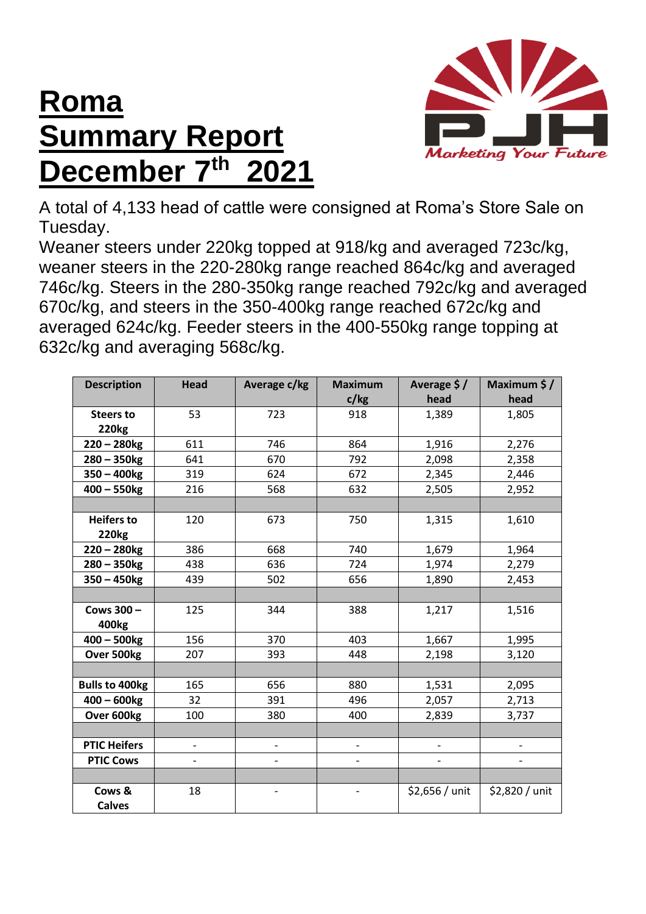# Roma Summary Report December 7th 2021

Marketing Your Future

A total of 4,133 head of cattle were consigned at Roma's Store Sale on Tuesday.

Weaner steers under 220kg topped at 918/kg and averaged 723c/kg, weaner steers in the 220-280kg range reached 864c/kg and averaged 746c/kg. Steers in the 280-350kg range reached 792c/kg and averaged 670c/kg, and steers in the 350-400kg range reached 672c/kg and averaged 624c/kg. Feeder steers in the 400-550kg range topping at 632c/kg and averaging 568c/kg.

| Description | Head | Average c/kg | Maximum c/kg | Average $ / head | Maximum $ / head |
|---|---|---|---|---|---|
| Steers to 220kg | 53 | 723 | 918 | 1,389 | 1,805 |
| 220 – 280kg | 611 | 746 | 864 | 1,916 | 2,276 |
| 280 – 350kg | 641 | 670 | 792 | 2,098 | 2,358 |
| 350 – 400kg | 319 | 624 | 672 | 2,345 | 2,446 |
| 400 – 550kg | 216 | 568 | 632 | 2,505 | 2,952 |
| | | | | | |
| Heifers to 220kg | 120 | 673 | 750 | 1,315 | 1,610 |
| 220 – 280kg | 386 | 668 | 740 | 1,679 | 1,964 |
| 280 – 350kg | 438 | 636 | 724 | 1,974 | 2,279 |
| 350 – 450kg | 439 | 502 | 656 | 1,890 | 2,453 |
| | | | | | |
| Cows 300 – 400kg | 125 | 344 | 388 | 1,217 | 1,516 |
| 400 – 500kg | 156 | 370 | 403 | 1,667 | 1,995 |
| Over 500kg | 207 | 393 | 448 | 2,198 | 3,120 |
| | | | | | |
| Bulls to 400kg | 165 | 656 | 880 | 1,531 | 2,095 |
| 400 – 600kg | 32 | 391 | 496 | 2,057 | 2,713 |
| Over 600kg | 100 | 380 | 400 | 2,839 | 3,737 |
| | | | | | |
| PTIC Heifers | - | - | - | - | - |
| PTIC Cows | - | - | - | - | - |
| | | | | | |
| Cows & Calves | 18 | - | - | $2,656 / unit | $2,820 / unit |